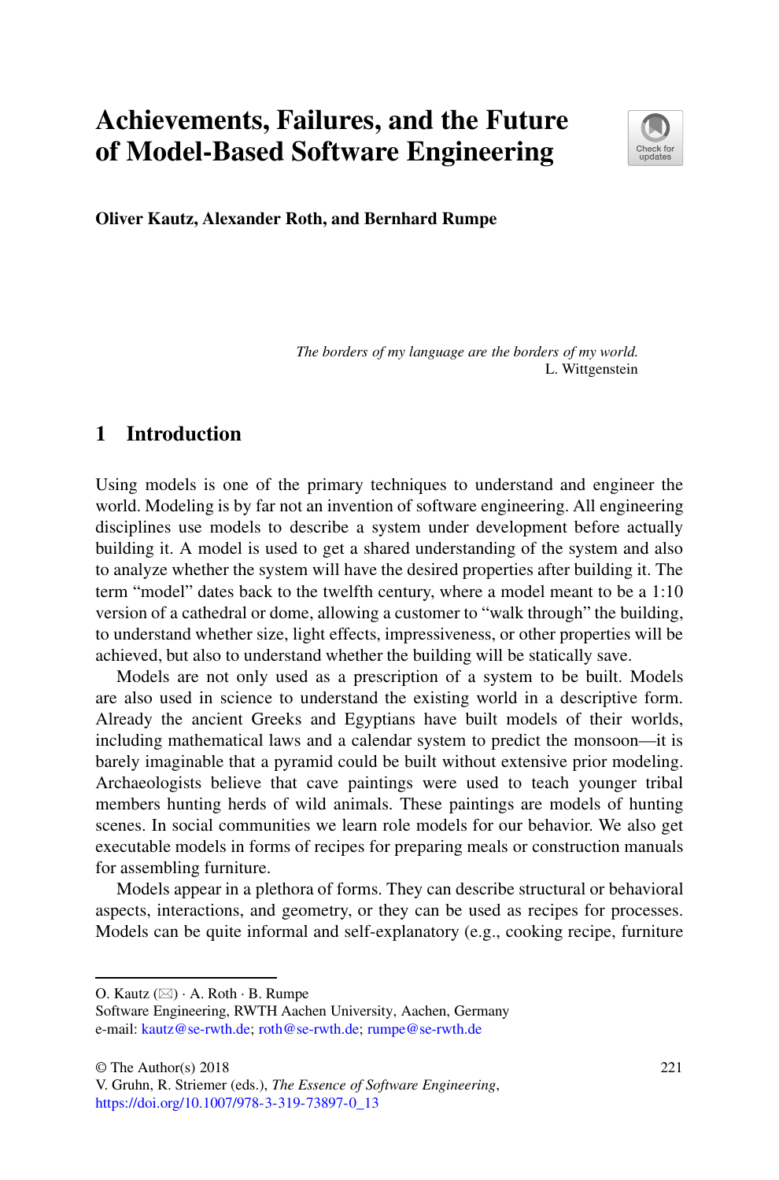# Achievements, Failures, and the Future of Model-Based Software Engineering

**Oliver Kautz, Alexander Roth, and Bernhard Rumpe**

*The borders of my language are the borders of my world.*
L. Wittgenstein

## 1 Introduction

Using models is one of the primary techniques to understand and engineer the world. Modeling is by far not an invention of software engineering. All engineering disciplines use models to describe a system under development before actually building it. A model is used to get a shared understanding of the system and also to analyze whether the system will have the desired properties after building it. The term "model" dates back to the twelfth century, where a model meant to be a 1:10 version of a cathedral or dome, allowing a customer to "walk through" the building, to understand whether size, light effects, impressiveness, or other properties will be achieved, but also to understand whether the building will be statically save.

Models are not only used as a prescription of a system to be built. Models are also used in science to understand the existing world in a descriptive form. Already the ancient Greeks and Egyptians have built models of their worlds, including mathematical laws and a calendar system to predict the monsoon—it is barely imaginable that a pyramid could be built without extensive prior modeling. Archaeologists believe that cave paintings were used to teach younger tribal members hunting herds of wild animals. These paintings are models of hunting scenes. In social communities we learn role models for our behavior. We also get executable models in forms of recipes for preparing meals or construction manuals for assembling furniture.

Models appear in a plethora of forms. They can describe structural or behavioral aspects, interactions, and geometry, or they can be used as recipes for processes. Models can be quite informal and self-explanatory (e.g., cooking recipe, furniture

---

O. Kautz (✉) · A. Roth · B. Rumpe
Software Engineering, RWTH Aachen University, Aachen, Germany
e-mail: kautz@se-rwth.de; roth@se-rwth.de; rumpe@se-rwth.de

© The Author(s) 2018
V. Gruhn, R. Striemer (eds.), *The Essence of Software Engineering*, https://doi.org/10.1007/978-3-319-73897-0_13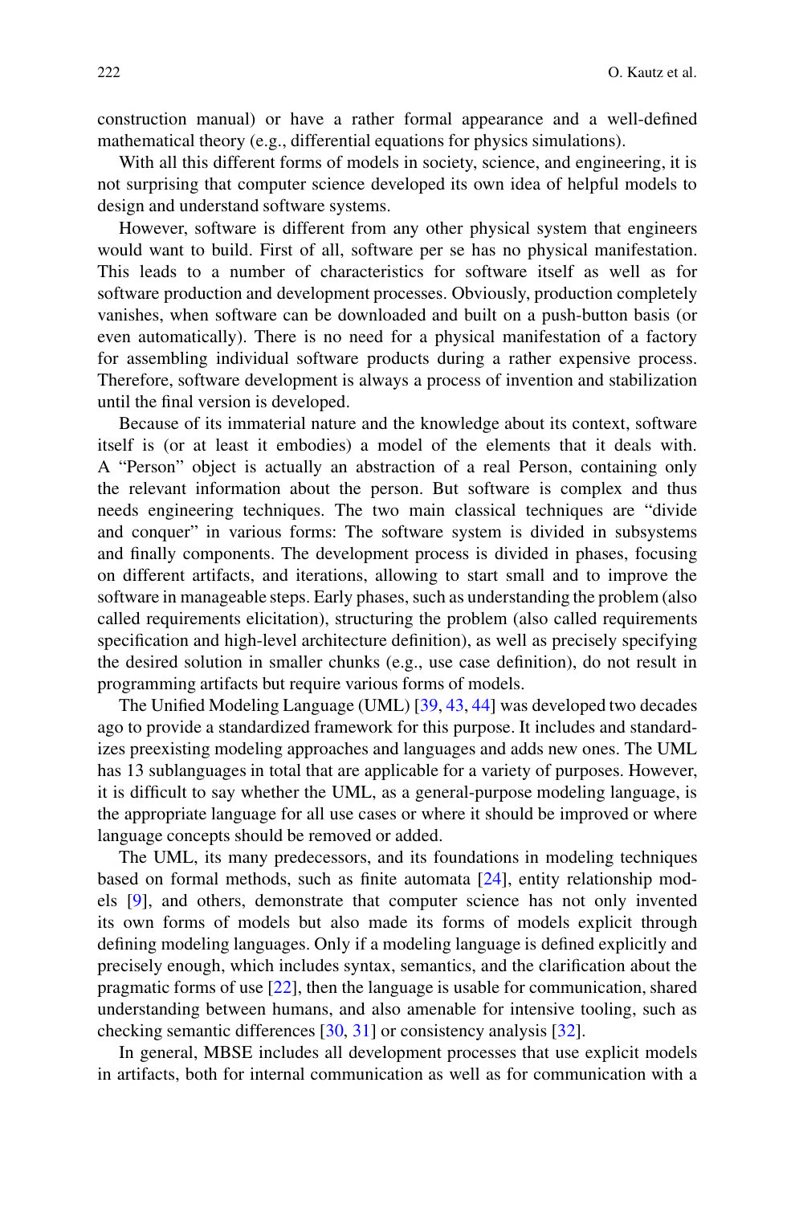construction manual) or have a rather formal appearance and a well-defined mathematical theory (e.g., differential equations for physics simulations).

With all this different forms of models in society, science, and engineering, it is not surprising that computer science developed its own idea of helpful models to design and understand software systems.

However, software is different from any other physical system that engineers would want to build. First of all, software per se has no physical manifestation. This leads to a number of characteristics for software itself as well as for software production and development processes. Obviously, production completely vanishes, when software can be downloaded and built on a push-button basis (or even automatically). There is no need for a physical manifestation of a factory for assembling individual software products during a rather expensive process. Therefore, software development is always a process of invention and stabilization until the final version is developed.

Because of its immaterial nature and the knowledge about its context, software itself is (or at least it embodies) a model of the elements that it deals with. A "Person" object is actually an abstraction of a real Person, containing only the relevant information about the person. But software is complex and thus needs engineering techniques. The two main classical techniques are "divide and conquer" in various forms: The software system is divided in subsystems and finally components. The development process is divided in phases, focusing on different artifacts, and iterations, allowing to start small and to improve the software in manageable steps. Early phases, such as understanding the problem (also called requirements elicitation), structuring the problem (also called requirements specification and high-level architecture definition), as well as precisely specifying the desired solution in smaller chunks (e.g., use case definition), do not result in programming artifacts but require various forms of models.

The Unified Modeling Language (UML) [39, 43, 44] was developed two decades ago to provide a standardized framework for this purpose. It includes and standardizes preexisting modeling approaches and languages and adds new ones. The UML has 13 sublanguages in total that are applicable for a variety of purposes. However, it is difficult to say whether the UML, as a general-purpose modeling language, is the appropriate language for all use cases or where it should be improved or where language concepts should be removed or added.

The UML, its many predecessors, and its foundations in modeling techniques based on formal methods, such as finite automata [24], entity relationship models [9], and others, demonstrate that computer science has not only invented its own forms of models but also made its forms of models explicit through defining modeling languages. Only if a modeling language is defined explicitly and precisely enough, which includes syntax, semantics, and the clarification about the pragmatic forms of use [22], then the language is usable for communication, shared understanding between humans, and also amenable for intensive tooling, such as checking semantic differences [30, 31] or consistency analysis [32].

In general, MBSE includes all development processes that use explicit models in artifacts, both for internal communication as well as for communication with a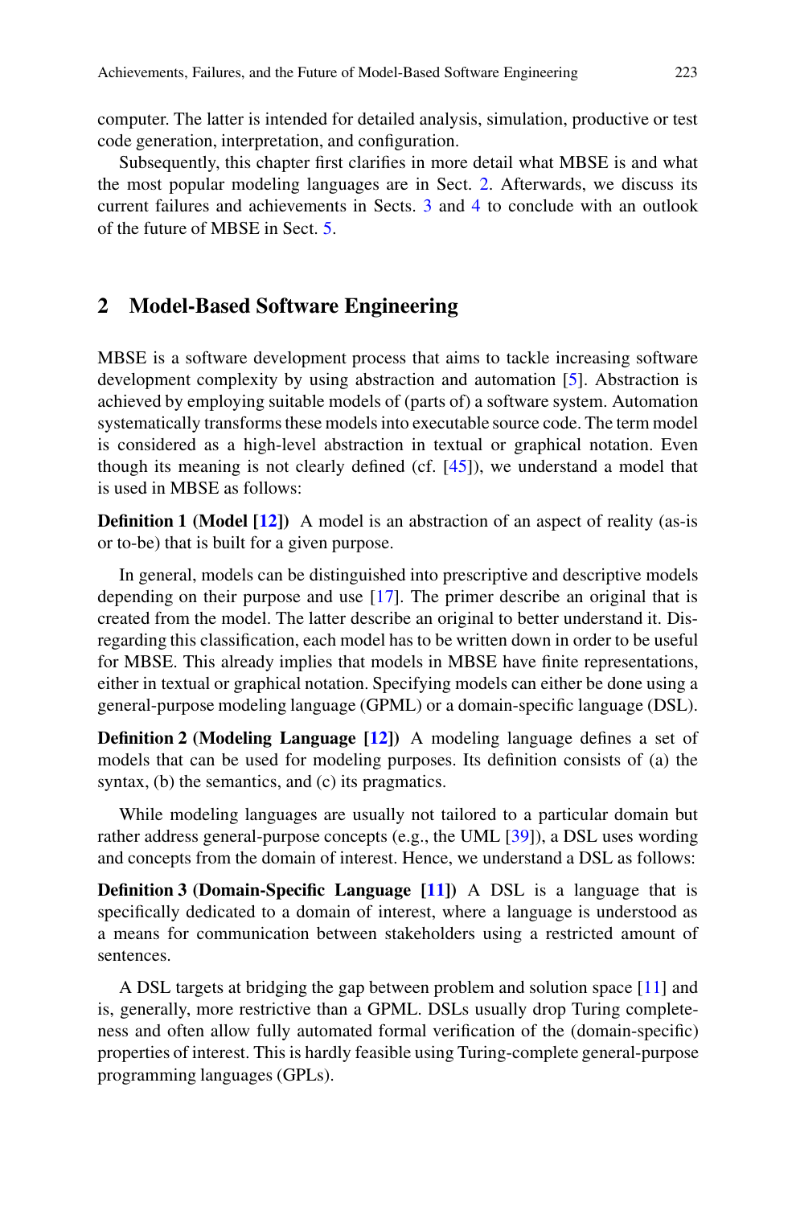computer. The latter is intended for detailed analysis, simulation, productive or test code generation, interpretation, and configuration.

Subsequently, this chapter first clarifies in more detail what MBSE is and what the most popular modeling languages are in Sect. 2. Afterwards, we discuss its current failures and achievements in Sects. 3 and 4 to conclude with an outlook of the future of MBSE in Sect. 5.

## 2 Model-Based Software Engineering

MBSE is a software development process that aims to tackle increasing software development complexity by using abstraction and automation [5]. Abstraction is achieved by employing suitable models of (parts of) a software system. Automation systematically transforms these models into executable source code. The term model is considered as a high-level abstraction in textual or graphical notation. Even though its meaning is not clearly defined (cf. [45]), we understand a model that is used in MBSE as follows:

**Definition 1 (Model [12])** A model is an abstraction of an aspect of reality (as-is or to-be) that is built for a given purpose.

In general, models can be distinguished into prescriptive and descriptive models depending on their purpose and use [17]. The primer describe an original that is created from the model. The latter describe an original to better understand it. Disregarding this classification, each model has to be written down in order to be useful for MBSE. This already implies that models in MBSE have finite representations, either in textual or graphical notation. Specifying models can either be done using a general-purpose modeling language (GPML) or a domain-specific language (DSL).

**Definition 2 (Modeling Language [12])** A modeling language defines a set of models that can be used for modeling purposes. Its definition consists of (a) the syntax, (b) the semantics, and (c) its pragmatics.

While modeling languages are usually not tailored to a particular domain but rather address general-purpose concepts (e.g., the UML [39]), a DSL uses wording and concepts from the domain of interest. Hence, we understand a DSL as follows:

**Definition 3 (Domain-Specific Language [11])** A DSL is a language that is specifically dedicated to a domain of interest, where a language is understood as a means for communication between stakeholders using a restricted amount of sentences.

A DSL targets at bridging the gap between problem and solution space [11] and is, generally, more restrictive than a GPML. DSLs usually drop Turing completeness and often allow fully automated formal verification of the (domain-specific) properties of interest. This is hardly feasible using Turing-complete general-purpose programming languages (GPLs).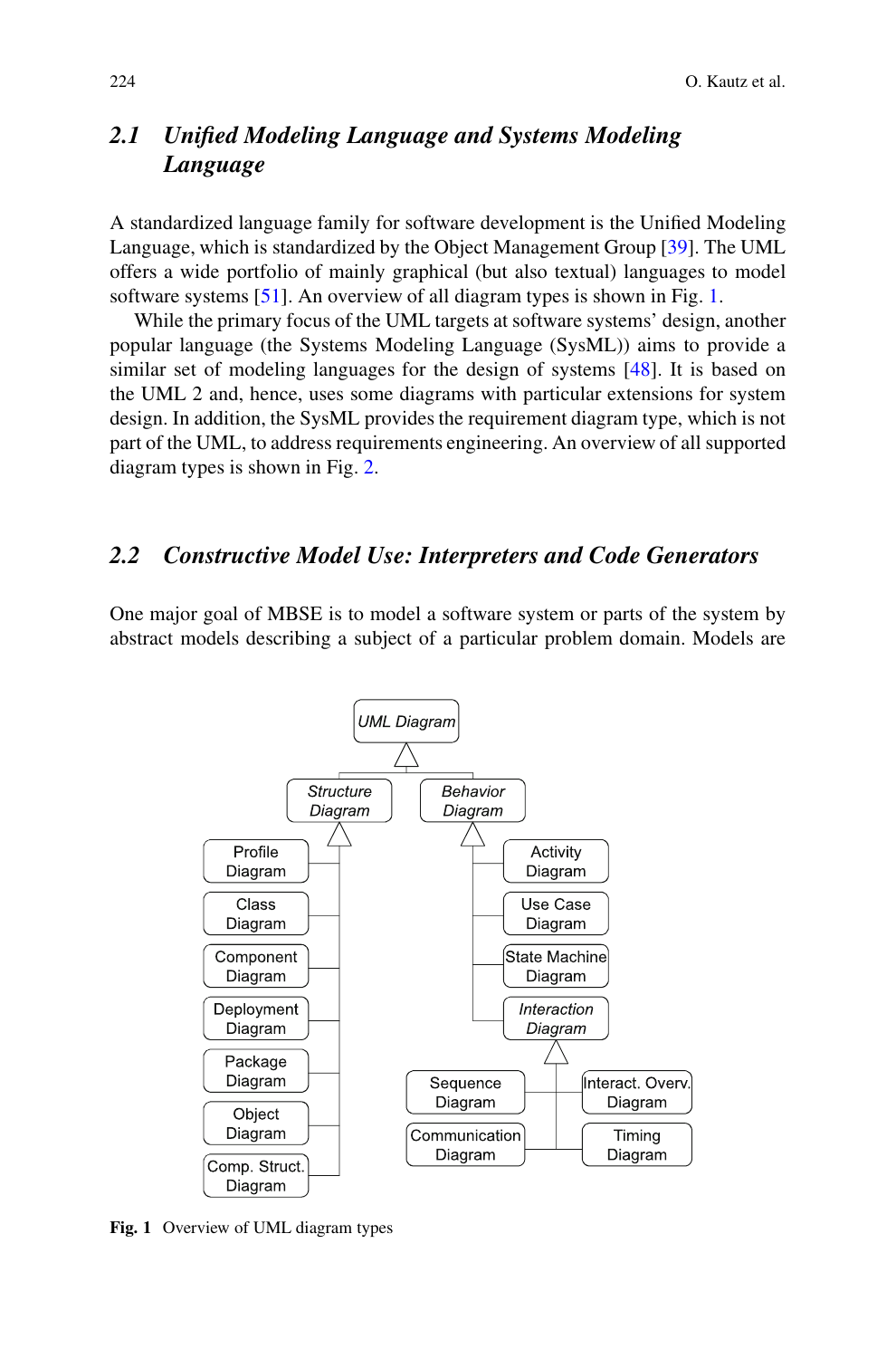## 2.1 *Unified Modeling Language and Systems Modeling Language*

A standardized language family for software development is the Unified Modeling Language, which is standardized by the Object Management Group [39]. The UML offers a wide portfolio of mainly graphical (but also textual) languages to model software systems [51]. An overview of all diagram types is shown in Fig. 1.

While the primary focus of the UML targets at software systems' design, another popular language (the Systems Modeling Language (SysML)) aims to provide a similar set of modeling languages for the design of systems [48]. It is based on the UML 2 and, hence, uses some diagrams with particular extensions for system design. In addition, the SysML provides the requirement diagram type, which is not part of the UML, to address requirements engineering. An overview of all supported diagram types is shown in Fig. 2.

## 2.2 *Constructive Model Use: Interpreters and Code Generators*

One major goal of MBSE is to model a software system or parts of the system by abstract models describing a subject of a particular problem domain. Models are

**Fig. 1** Overview of UML diagram types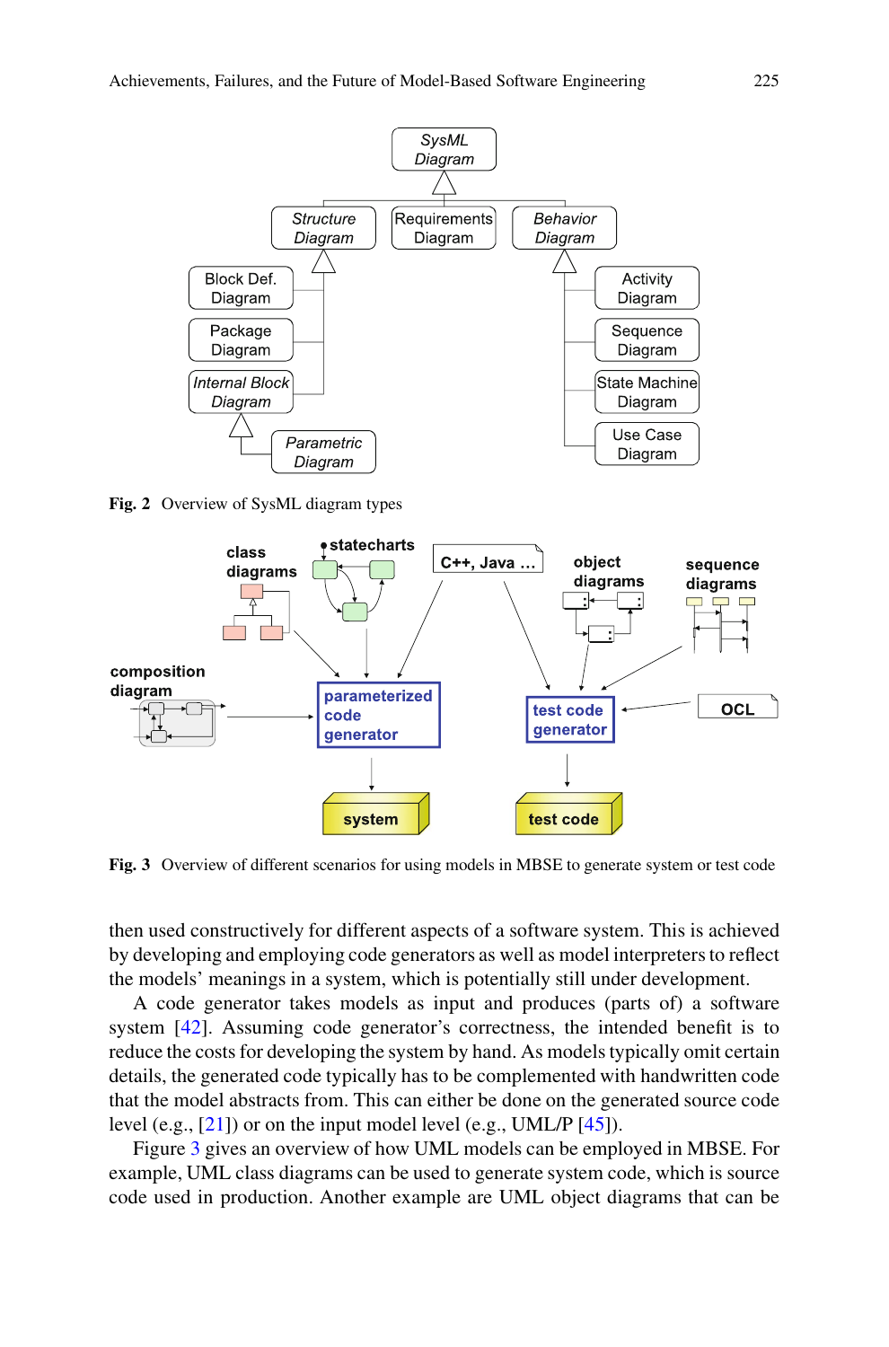Fig. 2 Overview of SysML diagram types

Fig. 3 Overview of different scenarios for using models in MBSE to generate system or test code

then used constructively for different aspects of a software system. This is achieved by developing and employing code generators as well as model interpreters to reflect the models' meanings in a system, which is potentially still under development.

A code generator takes models as input and produces (parts of) a software system [42]. Assuming code generator's correctness, the intended benefit is to reduce the costs for developing the system by hand. As models typically omit certain details, the generated code typically has to be complemented with handwritten code that the model abstracts from. This can either be done on the generated source code level (e.g., [21]) or on the input model level (e.g., UML/P [45]).

Figure 3 gives an overview of how UML models can be employed in MBSE. For example, UML class diagrams can be used to generate system code, which is source code used in production. Another example are UML object diagrams that can be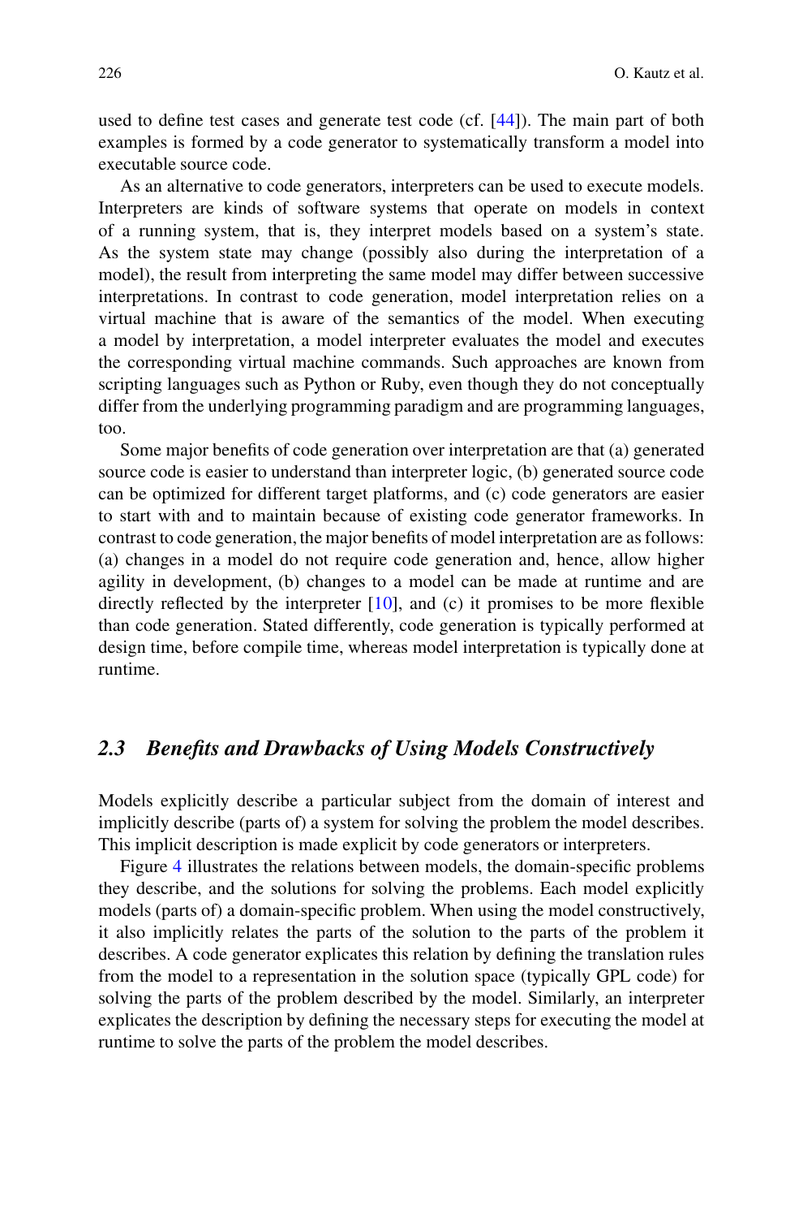used to define test cases and generate test code (cf. [44]). The main part of both examples is formed by a code generator to systematically transform a model into executable source code.

As an alternative to code generators, interpreters can be used to execute models. Interpreters are kinds of software systems that operate on models in context of a running system, that is, they interpret models based on a system's state. As the system state may change (possibly also during the interpretation of a model), the result from interpreting the same model may differ between successive interpretations. In contrast to code generation, model interpretation relies on a virtual machine that is aware of the semantics of the model. When executing a model by interpretation, a model interpreter evaluates the model and executes the corresponding virtual machine commands. Such approaches are known from scripting languages such as Python or Ruby, even though they do not conceptually differ from the underlying programming paradigm and are programming languages, too.

Some major benefits of code generation over interpretation are that (a) generated source code is easier to understand than interpreter logic, (b) generated source code can be optimized for different target platforms, and (c) code generators are easier to start with and to maintain because of existing code generator frameworks. In contrast to code generation, the major benefits of model interpretation are as follows: (a) changes in a model do not require code generation and, hence, allow higher agility in development, (b) changes to a model can be made at runtime and are directly reflected by the interpreter [10], and (c) it promises to be more flexible than code generation. Stated differently, code generation is typically performed at design time, before compile time, whereas model interpretation is typically done at runtime.

## 2.3 Benefits and Drawbacks of Using Models Constructively

Models explicitly describe a particular subject from the domain of interest and implicitly describe (parts of) a system for solving the problem the model describes. This implicit description is made explicit by code generators or interpreters.

Figure 4 illustrates the relations between models, the domain-specific problems they describe, and the solutions for solving the problems. Each model explicitly models (parts of) a domain-specific problem. When using the model constructively, it also implicitly relates the parts of the solution to the parts of the problem it describes. A code generator explicates this relation by defining the translation rules from the model to a representation in the solution space (typically GPL code) for solving the parts of the problem described by the model. Similarly, an interpreter explicates the description by defining the necessary steps for executing the model at runtime to solve the parts of the problem the model describes.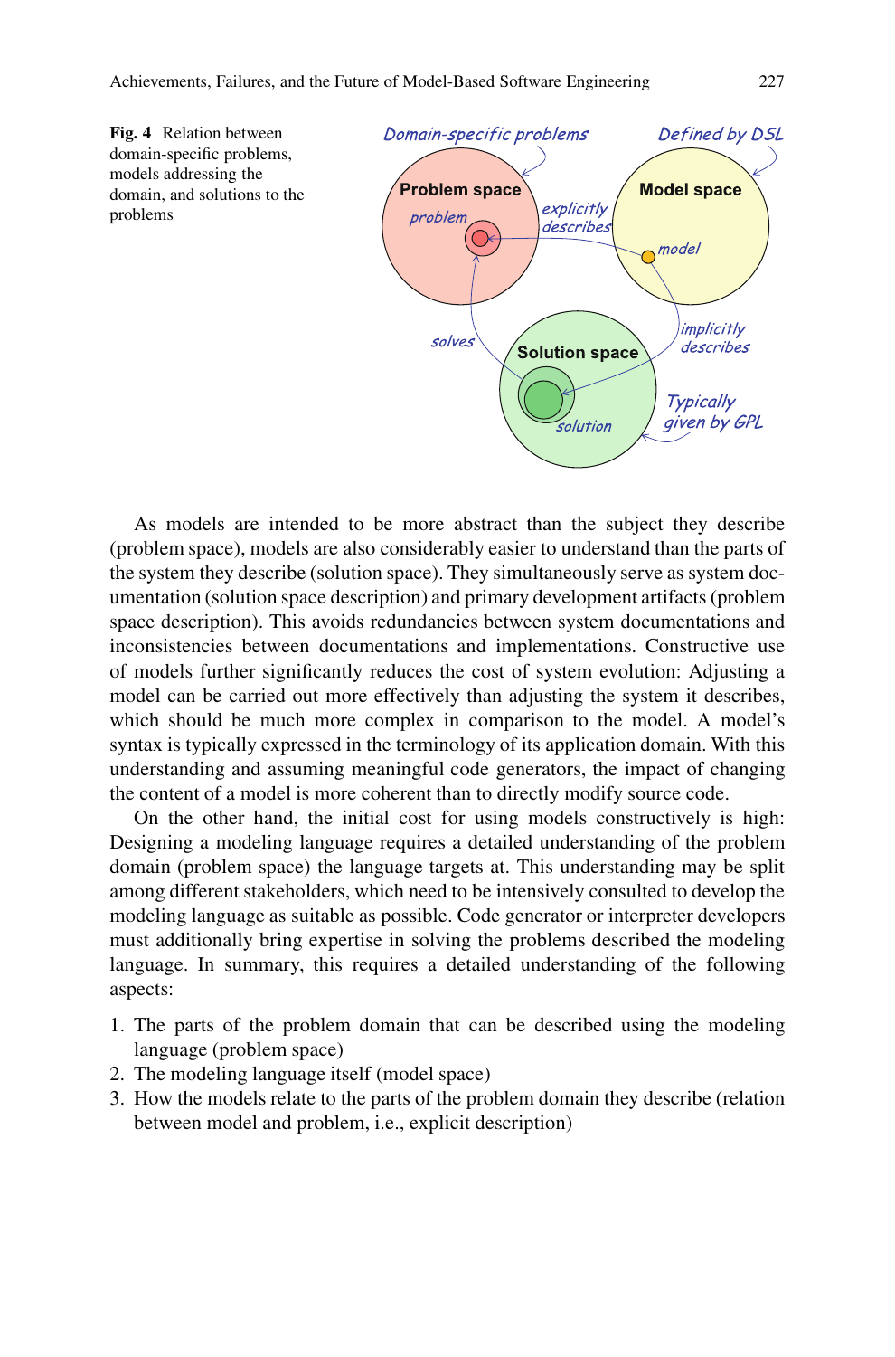**Fig. 4** Relation between domain-specific problems, models addressing the domain, and solutions to the problems

As models are intended to be more abstract than the subject they describe (problem space), models are also considerably easier to understand than the parts of the system they describe (solution space). They simultaneously serve as system documentation (solution space description) and primary development artifacts (problem space description). This avoids redundancies between system documentations and inconsistencies between documentations and implementations. Constructive use of models further significantly reduces the cost of system evolution: Adjusting a model can be carried out more effectively than adjusting the system it describes, which should be much more complex in comparison to the model. A model's syntax is typically expressed in the terminology of its application domain. With this understanding and assuming meaningful code generators, the impact of changing the content of a model is more coherent than to directly modify source code.

On the other hand, the initial cost for using models constructively is high: Designing a modeling language requires a detailed understanding of the problem domain (problem space) the language targets at. This understanding may be split among different stakeholders, which need to be intensively consulted to develop the modeling language as suitable as possible. Code generator or interpreter developers must additionally bring expertise in solving the problems described the modeling language. In summary, this requires a detailed understanding of the following aspects:

1. The parts of the problem domain that can be described using the modeling language (problem space)
2. The modeling language itself (model space)
3. How the models relate to the parts of the problem domain they describe (relation between model and problem, i.e., explicit description)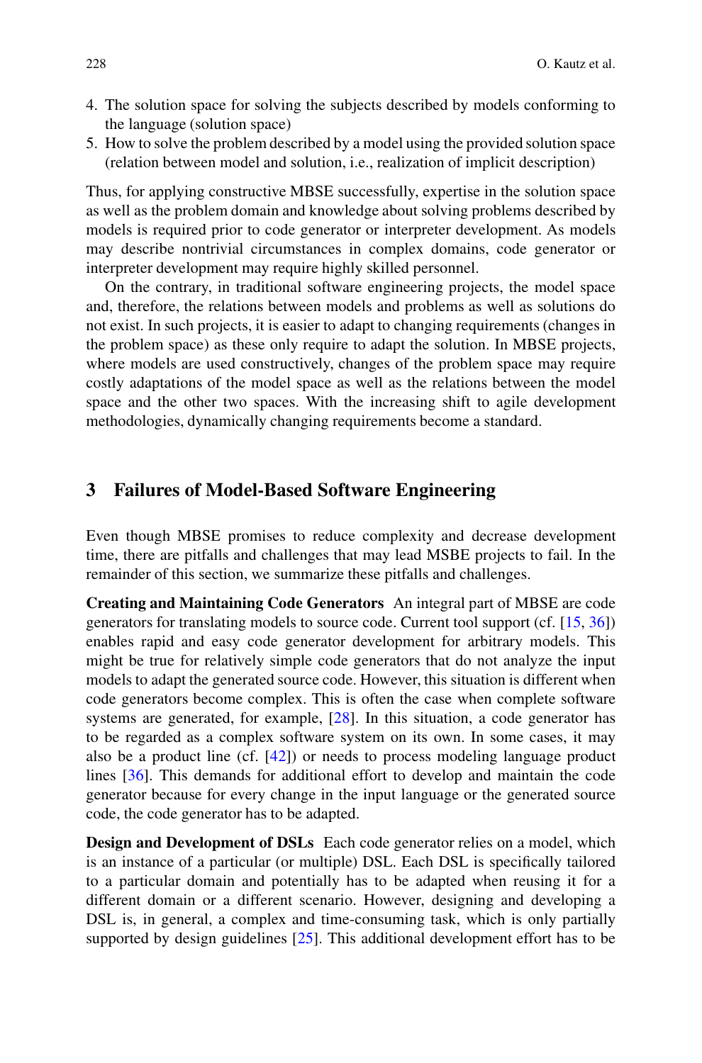4. The solution space for solving the subjects described by models conforming to the language (solution space)
5. How to solve the problem described by a model using the provided solution space (relation between model and solution, i.e., realization of implicit description)

Thus, for applying constructive MBSE successfully, expertise in the solution space as well as the problem domain and knowledge about solving problems described by models is required prior to code generator or interpreter development. As models may describe nontrivial circumstances in complex domains, code generator or interpreter development may require highly skilled personnel.

On the contrary, in traditional software engineering projects, the model space and, therefore, the relations between models and problems as well as solutions do not exist. In such projects, it is easier to adapt to changing requirements (changes in the problem space) as these only require to adapt the solution. In MBSE projects, where models are used constructively, changes of the problem space may require costly adaptations of the model space as well as the relations between the model space and the other two spaces. With the increasing shift to agile development methodologies, dynamically changing requirements become a standard.

## 3 Failures of Model-Based Software Engineering

Even though MBSE promises to reduce complexity and decrease development time, there are pitfalls and challenges that may lead MSBE projects to fail. In the remainder of this section, we summarize these pitfalls and challenges.

**Creating and Maintaining Code Generators** An integral part of MBSE are code generators for translating models to source code. Current tool support (cf. [15, 36]) enables rapid and easy code generator development for arbitrary models. This might be true for relatively simple code generators that do not analyze the input models to adapt the generated source code. However, this situation is different when code generators become complex. This is often the case when complete software systems are generated, for example, [28]. In this situation, a code generator has to be regarded as a complex software system on its own. In some cases, it may also be a product line (cf. [42]) or needs to process modeling language product lines [36]. This demands for additional effort to develop and maintain the code generator because for every change in the input language or the generated source code, the code generator has to be adapted.

**Design and Development of DSLs** Each code generator relies on a model, which is an instance of a particular (or multiple) DSL. Each DSL is specifically tailored to a particular domain and potentially has to be adapted when reusing it for a different domain or a different scenario. However, designing and developing a DSL is, in general, a complex and time-consuming task, which is only partially supported by design guidelines [25]. This additional development effort has to be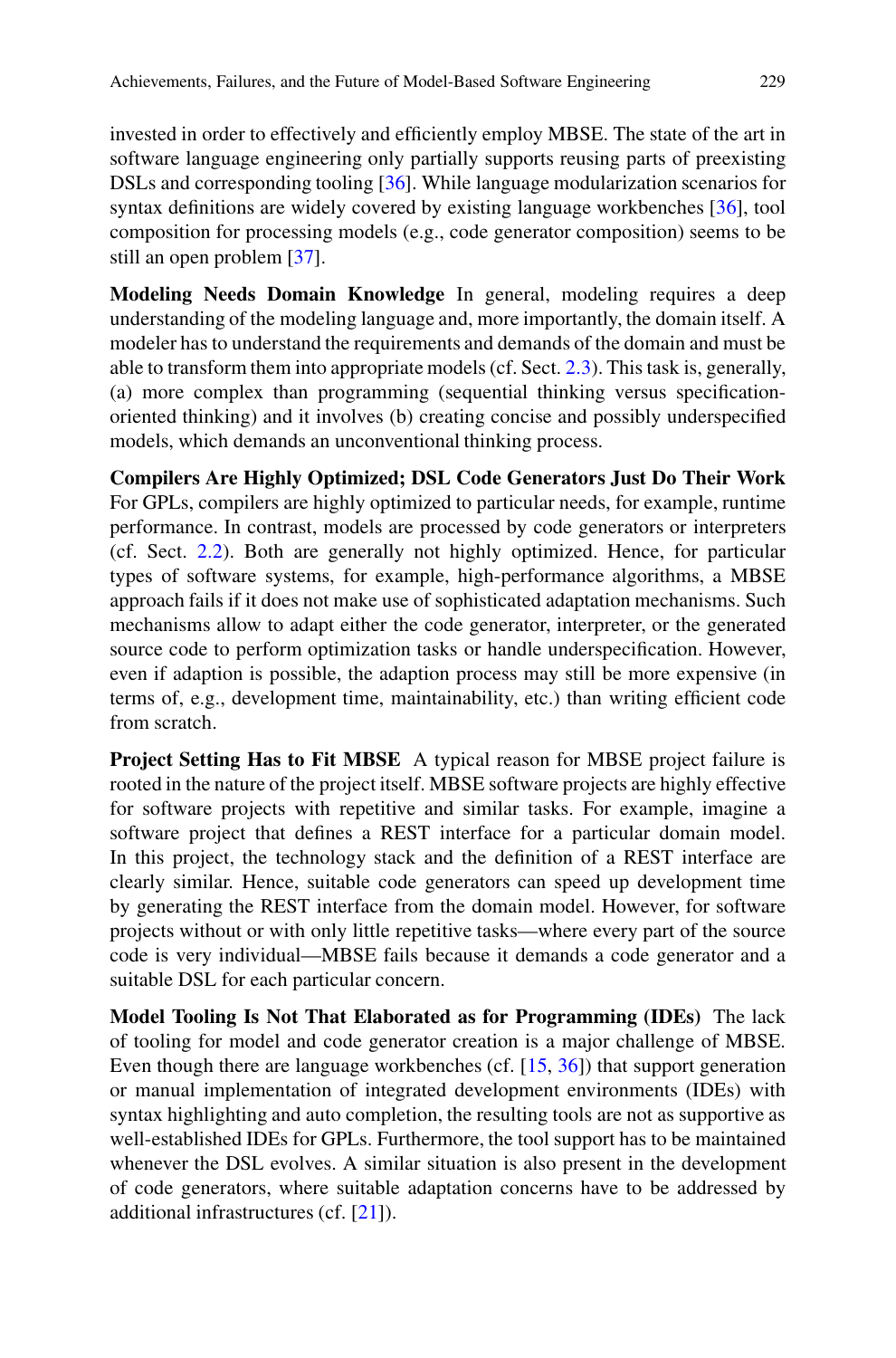invested in order to effectively and efficiently employ MBSE. The state of the art in software language engineering only partially supports reusing parts of preexisting DSLs and corresponding tooling [36]. While language modularization scenarios for syntax definitions are widely covered by existing language workbenches [36], tool composition for processing models (e.g., code generator composition) seems to be still an open problem [37].

**Modeling Needs Domain Knowledge** In general, modeling requires a deep understanding of the modeling language and, more importantly, the domain itself. A modeler has to understand the requirements and demands of the domain and must be able to transform them into appropriate models (cf. Sect. 2.3). This task is, generally, (a) more complex than programming (sequential thinking versus specification-oriented thinking) and it involves (b) creating concise and possibly underspecified models, which demands an unconventional thinking process.

**Compilers Are Highly Optimized; DSL Code Generators Just Do Their Work** For GPLs, compilers are highly optimized to particular needs, for example, runtime performance. In contrast, models are processed by code generators or interpreters (cf. Sect. 2.2). Both are generally not highly optimized. Hence, for particular types of software systems, for example, high-performance algorithms, a MBSE approach fails if it does not make use of sophisticated adaptation mechanisms. Such mechanisms allow to adapt either the code generator, interpreter, or the generated source code to perform optimization tasks or handle underspecification. However, even if adaption is possible, the adaption process may still be more expensive (in terms of, e.g., development time, maintainability, etc.) than writing efficient code from scratch.

**Project Setting Has to Fit MBSE** A typical reason for MBSE project failure is rooted in the nature of the project itself. MBSE software projects are highly effective for software projects with repetitive and similar tasks. For example, imagine a software project that defines a REST interface for a particular domain model. In this project, the technology stack and the definition of a REST interface are clearly similar. Hence, suitable code generators can speed up development time by generating the REST interface from the domain model. However, for software projects without or with only little repetitive tasks—where every part of the source code is very individual—MBSE fails because it demands a code generator and a suitable DSL for each particular concern.

**Model Tooling Is Not That Elaborated as for Programming (IDEs)** The lack of tooling for model and code generator creation is a major challenge of MBSE. Even though there are language workbenches (cf. [15, 36]) that support generation or manual implementation of integrated development environments (IDEs) with syntax highlighting and auto completion, the resulting tools are not as supportive as well-established IDEs for GPLs. Furthermore, the tool support has to be maintained whenever the DSL evolves. A similar situation is also present in the development of code generators, where suitable adaptation concerns have to be addressed by additional infrastructures (cf. [21]).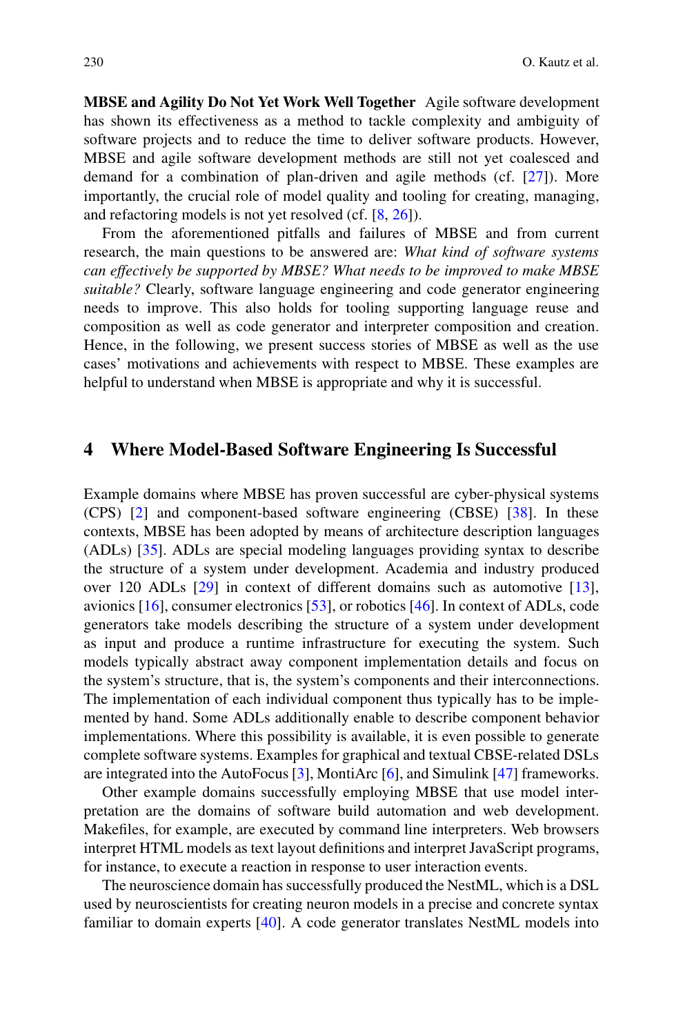**MBSE and Agility Do Not Yet Work Well Together** Agile software development has shown its effectiveness as a method to tackle complexity and ambiguity of software projects and to reduce the time to deliver software products. However, MBSE and agile software development methods are still not yet coalesced and demand for a combination of plan-driven and agile methods (cf. [27]). More importantly, the crucial role of model quality and tooling for creating, managing, and refactoring models is not yet resolved (cf. [8, 26]).

From the aforementioned pitfalls and failures of MBSE and from current research, the main questions to be answered are: *What kind of software systems can effectively be supported by MBSE? What needs to be improved to make MBSE suitable?* Clearly, software language engineering and code generator engineering needs to improve. This also holds for tooling supporting language reuse and composition as well as code generator and interpreter composition and creation. Hence, in the following, we present success stories of MBSE as well as the use cases' motivations and achievements with respect to MBSE. These examples are helpful to understand when MBSE is appropriate and why it is successful.

## 4 Where Model-Based Software Engineering Is Successful

Example domains where MBSE has proven successful are cyber-physical systems (CPS) [2] and component-based software engineering (CBSE) [38]. In these contexts, MBSE has been adopted by means of architecture description languages (ADLs) [35]. ADLs are special modeling languages providing syntax to describe the structure of a system under development. Academia and industry produced over 120 ADLs [29] in context of different domains such as automotive [13], avionics [16], consumer electronics [53], or robotics [46]. In context of ADLs, code generators take models describing the structure of a system under development as input and produce a runtime infrastructure for executing the system. Such models typically abstract away component implementation details and focus on the system's structure, that is, the system's components and their interconnections. The implementation of each individual component thus typically has to be implemented by hand. Some ADLs additionally enable to describe component behavior implementations. Where this possibility is available, it is even possible to generate complete software systems. Examples for graphical and textual CBSE-related DSLs are integrated into the AutoFocus [3], MontiArc [6], and Simulink [47] frameworks.

Other example domains successfully employing MBSE that use model interpretation are the domains of software build automation and web development. Makefiles, for example, are executed by command line interpreters. Web browsers interpret HTML models as text layout definitions and interpret JavaScript programs, for instance, to execute a reaction in response to user interaction events.

The neuroscience domain has successfully produced the NestML, which is a DSL used by neuroscientists for creating neuron models in a precise and concrete syntax familiar to domain experts [40]. A code generator translates NestML models into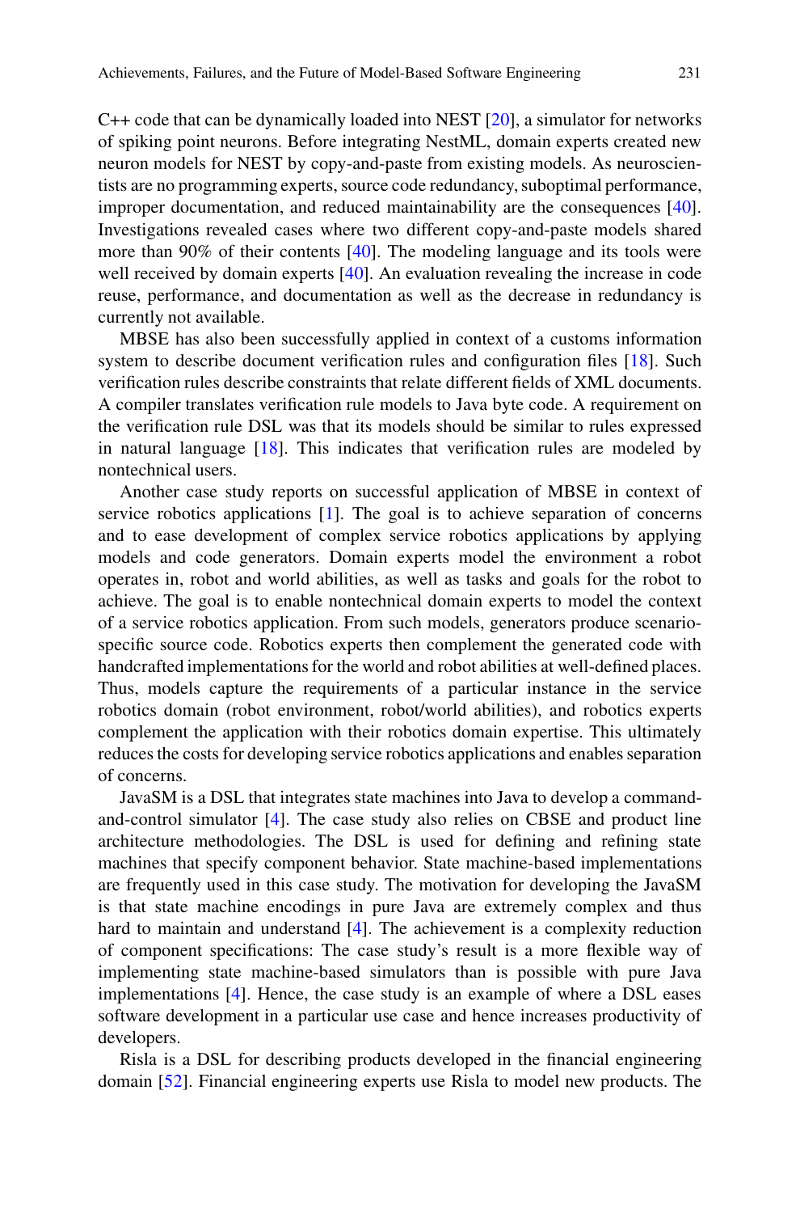C++ code that can be dynamically loaded into NEST [20], a simulator for networks of spiking point neurons. Before integrating NestML, domain experts created new neuron models for NEST by copy-and-paste from existing models. As neuroscientists are no programming experts, source code redundancy, suboptimal performance, improper documentation, and reduced maintainability are the consequences [40]. Investigations revealed cases where two different copy-and-paste models shared more than 90% of their contents [40]. The modeling language and its tools were well received by domain experts [40]. An evaluation revealing the increase in code reuse, performance, and documentation as well as the decrease in redundancy is currently not available.

MBSE has also been successfully applied in context of a customs information system to describe document verification rules and configuration files [18]. Such verification rules describe constraints that relate different fields of XML documents. A compiler translates verification rule models to Java byte code. A requirement on the verification rule DSL was that its models should be similar to rules expressed in natural language [18]. This indicates that verification rules are modeled by nontechnical users.

Another case study reports on successful application of MBSE in context of service robotics applications [1]. The goal is to achieve separation of concerns and to ease development of complex service robotics applications by applying models and code generators. Domain experts model the environment a robot operates in, robot and world abilities, as well as tasks and goals for the robot to achieve. The goal is to enable nontechnical domain experts to model the context of a service robotics application. From such models, generators produce scenario-specific source code. Robotics experts then complement the generated code with handcrafted implementations for the world and robot abilities at well-defined places. Thus, models capture the requirements of a particular instance in the service robotics domain (robot environment, robot/world abilities), and robotics experts complement the application with their robotics domain expertise. This ultimately reduces the costs for developing service robotics applications and enables separation of concerns.

JavaSM is a DSL that integrates state machines into Java to develop a command-and-control simulator [4]. The case study also relies on CBSE and product line architecture methodologies. The DSL is used for defining and refining state machines that specify component behavior. State machine-based implementations are frequently used in this case study. The motivation for developing the JavaSM is that state machine encodings in pure Java are extremely complex and thus hard to maintain and understand [4]. The achievement is a complexity reduction of component specifications: The case study's result is a more flexible way of implementing state machine-based simulators than is possible with pure Java implementations [4]. Hence, the case study is an example of where a DSL eases software development in a particular use case and hence increases productivity of developers.

Risla is a DSL for describing products developed in the financial engineering domain [52]. Financial engineering experts use Risla to model new products. The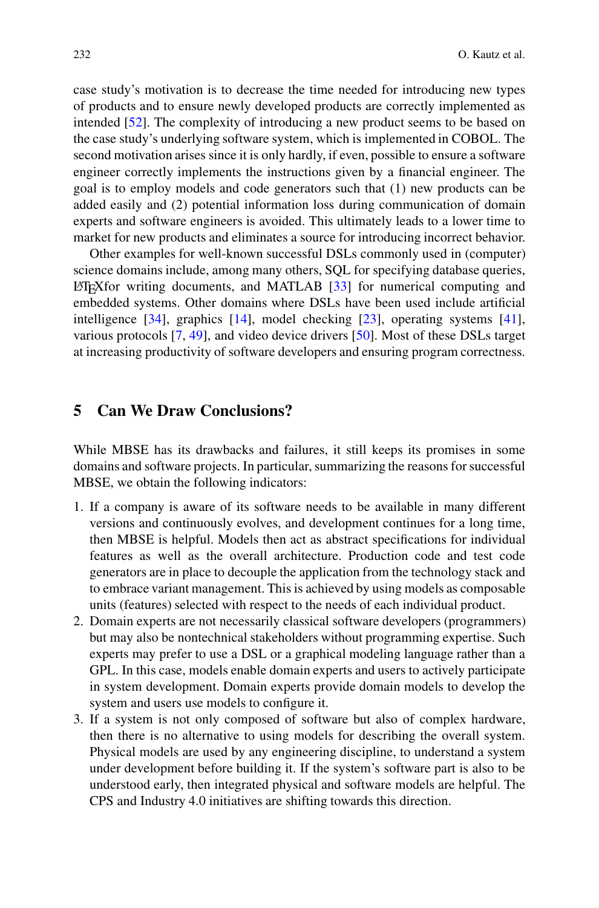case study's motivation is to decrease the time needed for introducing new types of products and to ensure newly developed products are correctly implemented as intended [52]. The complexity of introducing a new product seems to be based on the case study's underlying software system, which is implemented in COBOL. The second motivation arises since it is only hardly, if even, possible to ensure a software engineer correctly implements the instructions given by a financial engineer. The goal is to employ models and code generators such that (1) new products can be added easily and (2) potential information loss during communication of domain experts and software engineers is avoided. This ultimately leads to a lower time to market for new products and eliminates a source for introducing incorrect behavior.

Other examples for well-known successful DSLs commonly used in (computer) science domains include, among many others, SQL for specifying database queries, LaTeX for writing documents, and MATLAB [33] for numerical computing and embedded systems. Other domains where DSLs have been used include artificial intelligence [34], graphics [14], model checking [23], operating systems [41], various protocols [7, 49], and video device drivers [50]. Most of these DSLs target at increasing productivity of software developers and ensuring program correctness.

## 5 Can We Draw Conclusions?

While MBSE has its drawbacks and failures, it still keeps its promises in some domains and software projects. In particular, summarizing the reasons for successful MBSE, we obtain the following indicators:

1. If a company is aware of its software needs to be available in many different versions and continuously evolves, and development continues for a long time, then MBSE is helpful. Models then act as abstract specifications for individual features as well as the overall architecture. Production code and test code generators are in place to decouple the application from the technology stack and to embrace variant management. This is achieved by using models as composable units (features) selected with respect to the needs of each individual product.
2. Domain experts are not necessarily classical software developers (programmers) but may also be nontechnical stakeholders without programming expertise. Such experts may prefer to use a DSL or a graphical modeling language rather than a GPL. In this case, models enable domain experts and users to actively participate in system development. Domain experts provide domain models to develop the system and users use models to configure it.
3. If a system is not only composed of software but also of complex hardware, then there is no alternative to using models for describing the overall system. Physical models are used by any engineering discipline, to understand a system under development before building it. If the system's software part is also to be understood early, then integrated physical and software models are helpful. The CPS and Industry 4.0 initiatives are shifting towards this direction.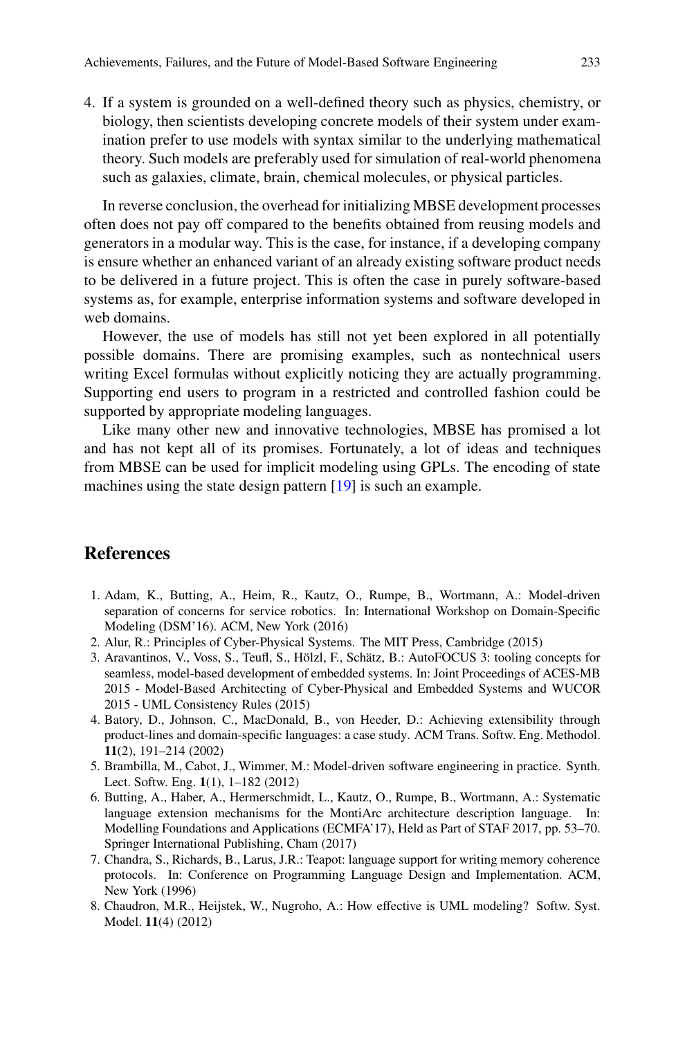4. If a system is grounded on a well-defined theory such as physics, chemistry, or biology, then scientists developing concrete models of their system under examination prefer to use models with syntax similar to the underlying mathematical theory. Such models are preferably used for simulation of real-world phenomena such as galaxies, climate, brain, chemical molecules, or physical particles.

In reverse conclusion, the overhead for initializing MBSE development processes often does not pay off compared to the benefits obtained from reusing models and generators in a modular way. This is the case, for instance, if a developing company is ensure whether an enhanced variant of an already existing software product needs to be delivered in a future project. This is often the case in purely software-based systems as, for example, enterprise information systems and software developed in web domains.

However, the use of models has still not yet been explored in all potentially possible domains. There are promising examples, such as nontechnical users writing Excel formulas without explicitly noticing they are actually programming. Supporting end users to program in a restricted and controlled fashion could be supported by appropriate modeling languages.

Like many other new and innovative technologies, MBSE has promised a lot and has not kept all of its promises. Fortunately, a lot of ideas and techniques from MBSE can be used for implicit modeling using GPLs. The encoding of state machines using the state design pattern [19] is such an example.

## References

1. Adam, K., Butting, A., Heim, R., Kautz, O., Rumpe, B., Wortmann, A.: Model-driven separation of concerns for service robotics. In: International Workshop on Domain-Specific Modeling (DSM'16). ACM, New York (2016)
2. Alur, R.: Principles of Cyber-Physical Systems. The MIT Press, Cambridge (2015)
3. Aravantinos, V., Voss, S., Teufl, S., Hölzl, F., Schätz, B.: AutoFOCUS 3: tooling concepts for seamless, model-based development of embedded systems. In: Joint Proceedings of ACES-MB 2015 - Model-Based Architecting of Cyber-Physical and Embedded Systems and WUCOR 2015 - UML Consistency Rules (2015)
4. Batory, D., Johnson, C., MacDonald, B., von Heeder, D.: Achieving extensibility through product-lines and domain-specific languages: a case study. ACM Trans. Softw. Eng. Methodol. **11**(2), 191–214 (2002)
5. Brambilla, M., Cabot, J., Wimmer, M.: Model-driven software engineering in practice. Synth. Lect. Softw. Eng. **1**(1), 1–182 (2012)
6. Butting, A., Haber, A., Hermerschmidt, L., Kautz, O., Rumpe, B., Wortmann, A.: Systematic language extension mechanisms for the MontiArc architecture description language. In: Modelling Foundations and Applications (ECMFA'17), Held as Part of STAF 2017, pp. 53–70. Springer International Publishing, Cham (2017)
7. Chandra, S., Richards, B., Larus, J.R.: Teapot: language support for writing memory coherence protocols. In: Conference on Programming Language Design and Implementation. ACM, New York (1996)
8. Chaudron, M.R., Heijstek, W., Nugroho, A.: How effective is UML modeling? Softw. Syst. Model. **11**(4) (2012)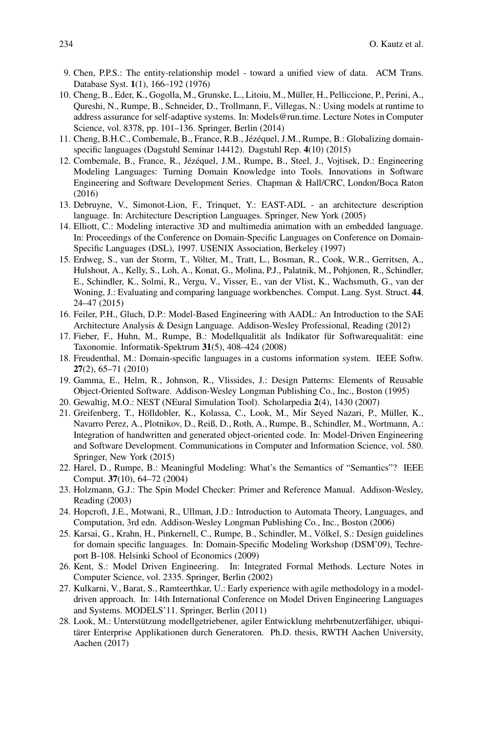9. Chen, P.P.S.: The entity-relationship model - toward a unified view of data. ACM Trans. Database Syst. **1**(1), 166–192 (1976)
10. Cheng, B., Eder, K., Gogolla, M., Grunske, L., Litoiu, M., Müller, H., Pelliccione, P., Perini, A., Qureshi, N., Rumpe, B., Schneider, D., Trollmann, F., Villegas, N.: Using models at runtime to address assurance for self-adaptive systems. In: Models@run.time. Lecture Notes in Computer Science, vol. 8378, pp. 101–136. Springer, Berlin (2014)
11. Cheng, B.H.C., Combemale, B., France, R.B., Jézéquel, J.M., Rumpe, B.: Globalizing domain-specific languages (Dagstuhl Seminar 14412). Dagstuhl Rep. **4**(10) (2015)
12. Combemale, B., France, R., Jézéquel, J.M., Rumpe, B., Steel, J., Vojtisek, D.: Engineering Modeling Languages: Turning Domain Knowledge into Tools. Innovations in Software Engineering and Software Development Series. Chapman & Hall/CRC, London/Boca Raton (2016)
13. Debruyne, V., Simonot-Lion, F., Trinquet, Y.: EAST-ADL - an architecture description language. In: Architecture Description Languages. Springer, New York (2005)
14. Elliott, C.: Modeling interactive 3D and multimedia animation with an embedded language. In: Proceedings of the Conference on Domain-Specific Languages on Conference on Domain-Specific Languages (DSL), 1997. USENIX Association, Berkeley (1997)
15. Erdweg, S., van der Storm, T., Völter, M., Tratt, L., Bosman, R., Cook, W.R., Gerritsen, A., Hulshout, A., Kelly, S., Loh, A., Konat, G., Molina, P.J., Palatnik, M., Pohjonen, R., Schindler, E., Schindler, K., Solmi, R., Vergu, V., Visser, E., van der Vlist, K., Wachsmuth, G., van der Woning, J.: Evaluating and comparing language workbenches. Comput. Lang. Syst. Struct. **44**, 24–47 (2015)
16. Feiler, P.H., Gluch, D.P.: Model-Based Engineering with AADL: An Introduction to the SAE Architecture Analysis & Design Language. Addison-Wesley Professional, Reading (2012)
17. Fieber, F., Huhn, M., Rumpe, B.: Modellqualität als Indikator für Softwarequalität: eine Taxonomie. Informatik-Spektrum **31**(5), 408–424 (2008)
18. Freudenthal, M.: Domain-specific languages in a customs information system. IEEE Softw. **27**(2), 65–71 (2010)
19. Gamma, E., Helm, R., Johnson, R., Vlissides, J.: Design Patterns: Elements of Reusable Object-Oriented Software. Addison-Wesley Longman Publishing Co., Inc., Boston (1995)
20. Gewaltig, M.O.: NEST (NEural Simulation Tool). Scholarpedia **2**(4), 1430 (2007)
21. Greifenberg, T., Hölldobler, K., Kolassa, C., Look, M., Mir Seyed Nazari, P., Müller, K., Navarro Perez, A., Plotnikov, D., Reiß, D., Roth, A., Rumpe, B., Schindler, M., Wortmann, A.: Integration of handwritten and generated object-oriented code. In: Model-Driven Engineering and Software Development. Communications in Computer and Information Science, vol. 580. Springer, New York (2015)
22. Harel, D., Rumpe, B.: Meaningful Modeling: What's the Semantics of "Semantics"? IEEE Comput. **37**(10), 64–72 (2004)
23. Holzmann, G.J.: The Spin Model Checker: Primer and Reference Manual. Addison-Wesley, Reading (2003)
24. Hopcroft, J.E., Motwani, R., Ullman, J.D.: Introduction to Automata Theory, Languages, and Computation, 3rd edn. Addison-Wesley Longman Publishing Co., Inc., Boston (2006)
25. Karsai, G., Krahn, H., Pinkernell, C., Rumpe, B., Schindler, M., Völkel, S.: Design guidelines for domain specific languages. In: Domain-Specific Modeling Workshop (DSM'09), Techreport B-108. Helsinki School of Economics (2009)
26. Kent, S.: Model Driven Engineering. In: Integrated Formal Methods. Lecture Notes in Computer Science, vol. 2335. Springer, Berlin (2002)
27. Kulkarni, V., Barat, S., Ramteerthkar, U.: Early experience with agile methodology in a model-driven approach. In: 14th International Conference on Model Driven Engineering Languages and Systems. MODELS'11. Springer, Berlin (2011)
28. Look, M.: Unterstützung modellgetriebener, agiler Entwicklung mehrbenutzerfähiger, ubiquitärer Enterprise Applikationen durch Generatoren. Ph.D. thesis, RWTH Aachen University, Aachen (2017)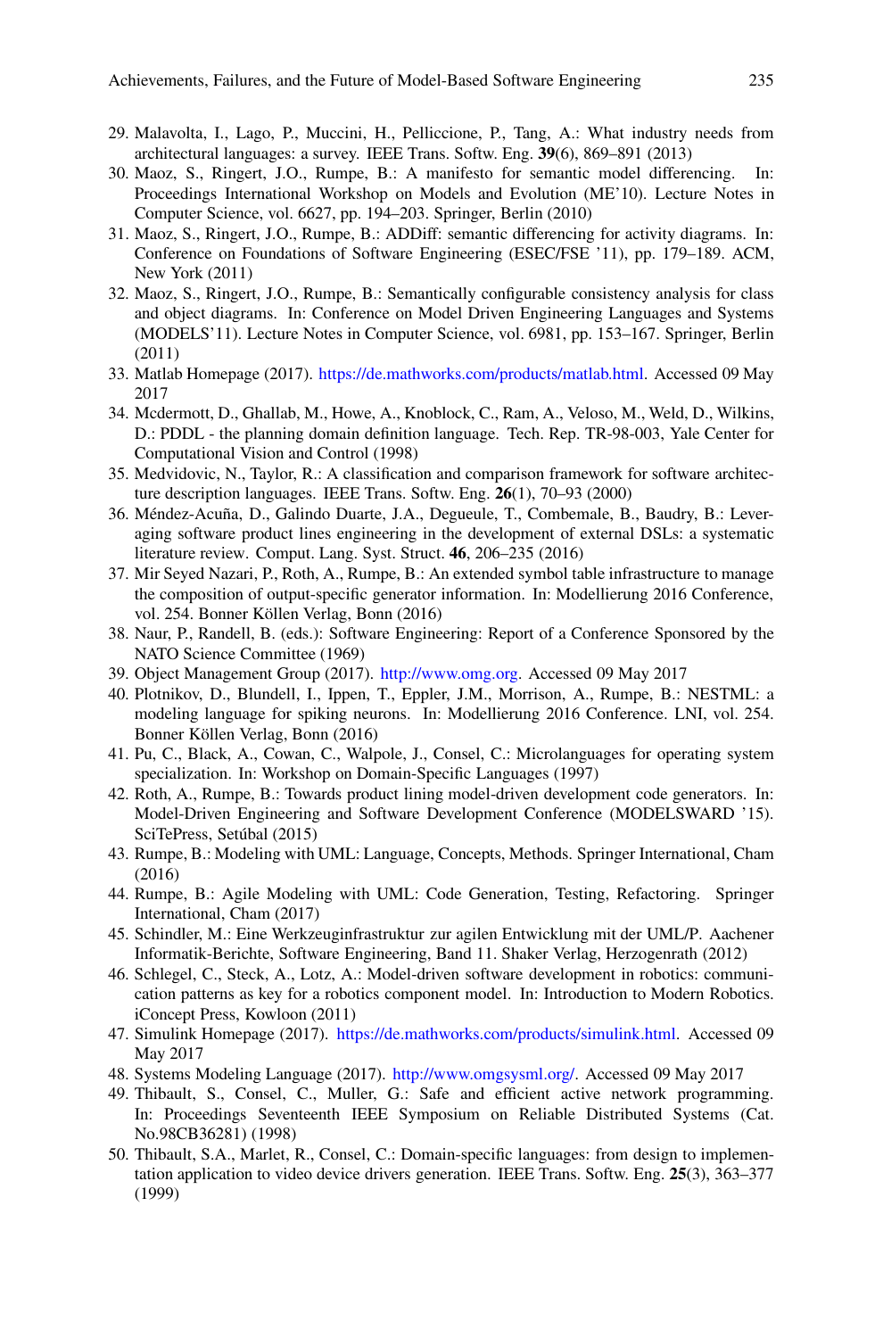29. Malavolta, I., Lago, P., Muccini, H., Pelliccione, P., Tang, A.: What industry needs from architectural languages: a survey. IEEE Trans. Softw. Eng. **39**(6), 869–891 (2013)
30. Maoz, S., Ringert, J.O., Rumpe, B.: A manifesto for semantic model differencing. In: Proceedings International Workshop on Models and Evolution (ME'10). Lecture Notes in Computer Science, vol. 6627, pp. 194–203. Springer, Berlin (2010)
31. Maoz, S., Ringert, J.O., Rumpe, B.: ADDiff: semantic differencing for activity diagrams. In: Conference on Foundations of Software Engineering (ESEC/FSE '11), pp. 179–189. ACM, New York (2011)
32. Maoz, S., Ringert, J.O., Rumpe, B.: Semantically configurable consistency analysis for class and object diagrams. In: Conference on Model Driven Engineering Languages and Systems (MODELS'11). Lecture Notes in Computer Science, vol. 6981, pp. 153–167. Springer, Berlin (2011)
33. Matlab Homepage (2017). https://de.mathworks.com/products/matlab.html. Accessed 09 May 2017
34. Mcdermott, D., Ghallab, M., Howe, A., Knoblock, C., Ram, A., Veloso, M., Weld, D., Wilkins, D.: PDDL - the planning domain definition language. Tech. Rep. TR-98-003, Yale Center for Computational Vision and Control (1998)
35. Medvidovic, N., Taylor, R.: A classification and comparison framework for software architecture description languages. IEEE Trans. Softw. Eng. **26**(1), 70–93 (2000)
36. Méndez-Acuña, D., Galindo Duarte, J.A., Degueule, T., Combemale, B., Baudry, B.: Leveraging software product lines engineering in the development of external DSLs: a systematic literature review. Comput. Lang. Syst. Struct. **46**, 206–235 (2016)
37. Mir Seyed Nazari, P., Roth, A., Rumpe, B.: An extended symbol table infrastructure to manage the composition of output-specific generator information. In: Modellierung 2016 Conference, vol. 254. Bonner Köllen Verlag, Bonn (2016)
38. Naur, P., Randell, B. (eds.): Software Engineering: Report of a Conference Sponsored by the NATO Science Committee (1969)
39. Object Management Group (2017). http://www.omg.org. Accessed 09 May 2017
40. Plotnikov, D., Blundell, I., Ippen, T., Eppler, J.M., Morrison, A., Rumpe, B.: NESTML: a modeling language for spiking neurons. In: Modellierung 2016 Conference. LNI, vol. 254. Bonner Köllen Verlag, Bonn (2016)
41. Pu, C., Black, A., Cowan, C., Walpole, J., Consel, C.: Microlanguages for operating system specialization. In: Workshop on Domain-Specific Languages (1997)
42. Roth, A., Rumpe, B.: Towards product lining model-driven development code generators. In: Model-Driven Engineering and Software Development Conference (MODELSWARD '15). SciTePress, Setúbal (2015)
43. Rumpe, B.: Modeling with UML: Language, Concepts, Methods. Springer International, Cham (2016)
44. Rumpe, B.: Agile Modeling with UML: Code Generation, Testing, Refactoring. Springer International, Cham (2017)
45. Schindler, M.: Eine Werkzeuginfrastruktur zur agilen Entwicklung mit der UML/P. Aachener Informatik-Berichte, Software Engineering, Band 11. Shaker Verlag, Herzogenrath (2012)
46. Schlegel, C., Steck, A., Lotz, A.: Model-driven software development in robotics: communication patterns as key for a robotics component model. In: Introduction to Modern Robotics. iConcept Press, Kowloon (2011)
47. Simulink Homepage (2017). https://de.mathworks.com/products/simulink.html. Accessed 09 May 2017
48. Systems Modeling Language (2017). http://www.omgsysml.org/. Accessed 09 May 2017
49. Thibault, S., Consel, C., Muller, G.: Safe and efficient active network programming. In: Proceedings Seventeenth IEEE Symposium on Reliable Distributed Systems (Cat. No.98CB36281) (1998)
50. Thibault, S.A., Marlet, R., Consel, C.: Domain-specific languages: from design to implementation application to video device drivers generation. IEEE Trans. Softw. Eng. **25**(3), 363–377 (1999)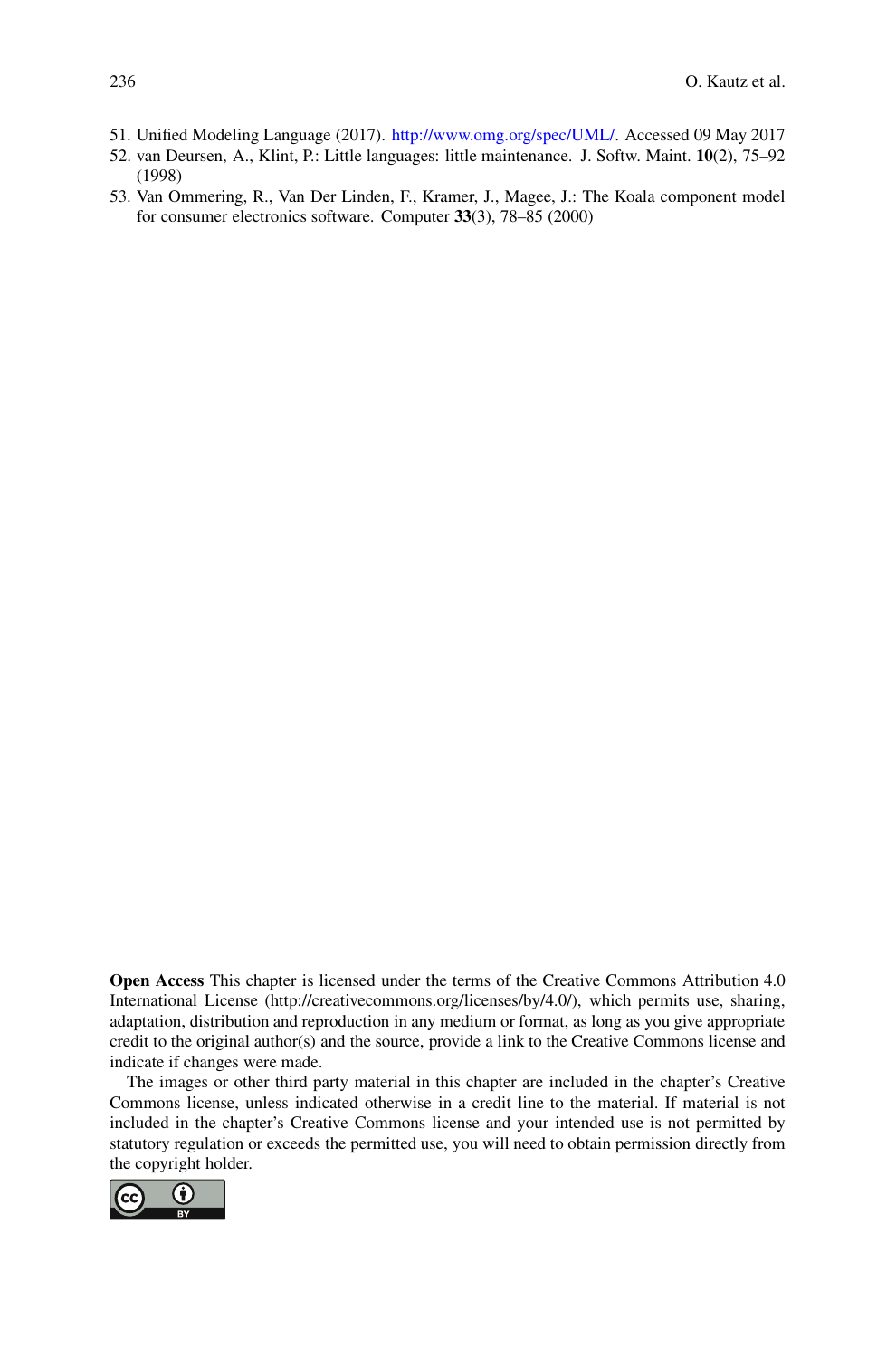51. Unified Modeling Language (2017). http://www.omg.org/spec/UML/. Accessed 09 May 2017
52. van Deursen, A., Klint, P.: Little languages: little maintenance. J. Softw. Maint. **10**(2), 75–92 (1998)
53. Van Ommering, R., Van Der Linden, F., Kramer, J., Magee, J.: The Koala component model for consumer electronics software. Computer **33**(3), 78–85 (2000)

**Open Access** This chapter is licensed under the terms of the Creative Commons Attribution 4.0 International License (http://creativecommons.org/licenses/by/4.0/), which permits use, sharing, adaptation, distribution and reproduction in any medium or format, as long as you give appropriate credit to the original author(s) and the source, provide a link to the Creative Commons license and indicate if changes were made.

The images or other third party material in this chapter are included in the chapter's Creative Commons license, unless indicated otherwise in a credit line to the material. If material is not included in the chapter's Creative Commons license and your intended use is not permitted by statutory regulation or exceeds the permitted use, you will need to obtain permission directly from the copyright holder.